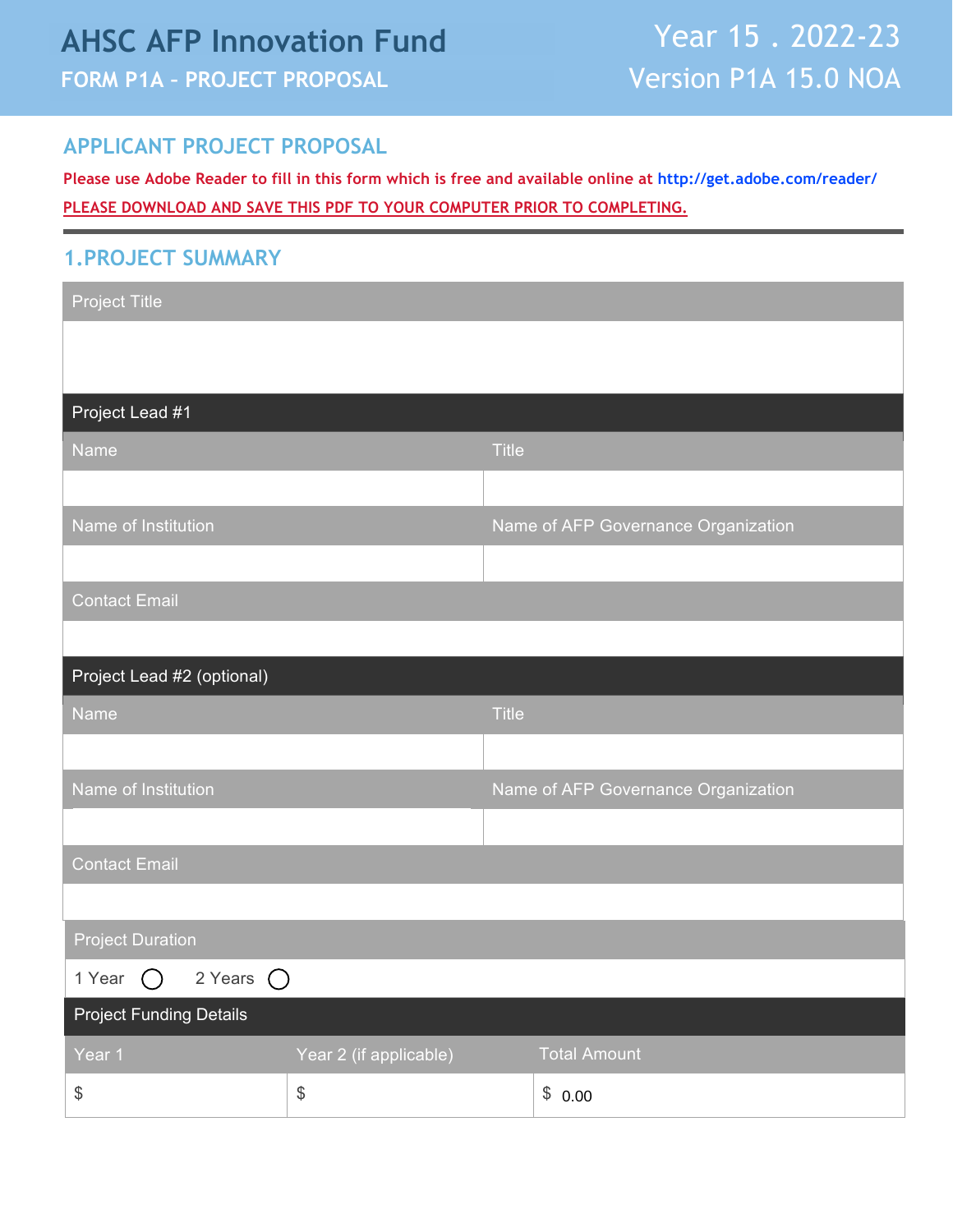# AHSC AFP Innovation Fund

**FORM P1A – PROJECT PROPOSAL**

Year 15 . 2022-23

Version P1A 15.0 NOA

## APPLICANT PROJECT PROPOSAL

**Please use Adobe Reader to fill in this form which is free and available online at http://get.adobe.com/reader/**

**PLEASE DOWNLOAD AND SAVE THIS PDF TO YOUR COMPUTER PRIOR TO COMPLETING.**

## 1.PROJECT SUMMARY

| Project Title |
| --- |
| |

**Project Lead #1**

| Name | Title |
| --- | --- |
| | |
| **Name of Institution** | **Name of AFP Governance Organization** |
| | |

| Contact Email |
| --- |
| |

**Project Lead #2 (optional)**

| Name | Title |
| --- | --- |
| | |
| **Name of Institution** | **Name of AFP Governance Organization** |
| | |

| Contact Email |
| --- |
| |

| Project Duration |
| --- |
| 1 Year ◯ 2 Years ◯ |

**Project Funding Details**

| Year 1 | Year 2 (if applicable) | Total Amount |
| --- | --- | --- |
| $ | $ | $ 0.00 |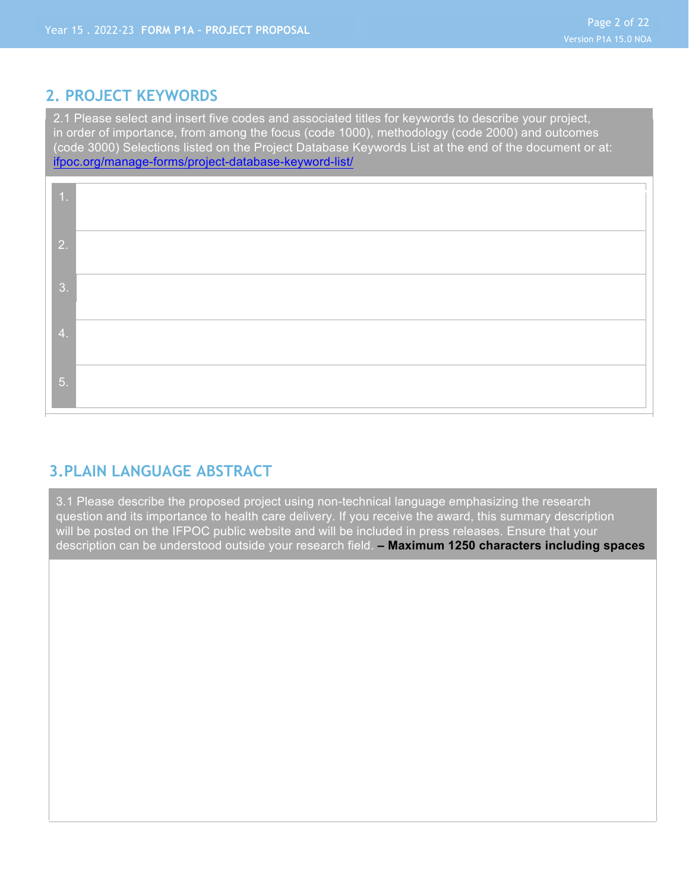## 2. PROJECT KEYWORDS

2.1 Please select and insert five codes and associated titles for keywords to describe your project, in order of importance, from among the focus (code 1000), methodology (code 2000) and outcomes (code 3000) Selections listed on the Project Database Keywords List at the end of the document or at: [ifpoc.org/manage-forms/project-database-keyword-list/](ifpoc.org/manage-forms/project-database-keyword-list/)

| | |
|---|---|
| 1. | |
| 2. | |
| 3. | |
| 4. | |
| 5. | |

## 3. PLAIN LANGUAGE ABSTRACT

3.1 Please describe the proposed project using non-technical language emphasizing the research question and its importance to health care delivery. If you receive the award, this summary description will be posted on the IFPOC public website and will be included in press releases. Ensure that your description can be understood outside your research field. **– Maximum 1250 characters including spaces**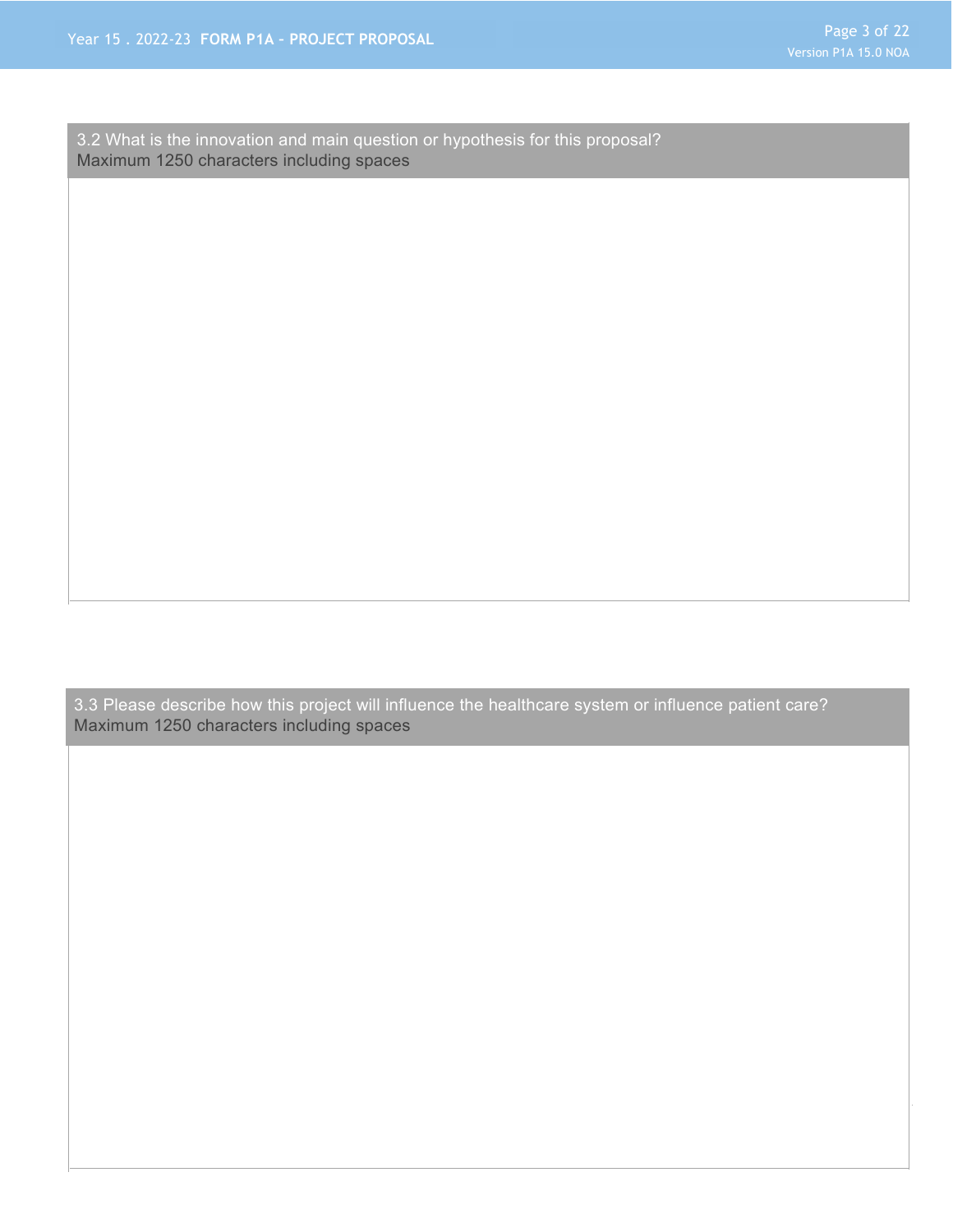### 3.2 What is the innovation and main question or hypothesis for this proposal?

Maximum 1250 characters including spaces

### 3.3 Please describe how this project will influence the healthcare system or influence patient care?

Maximum 1250 characters including spaces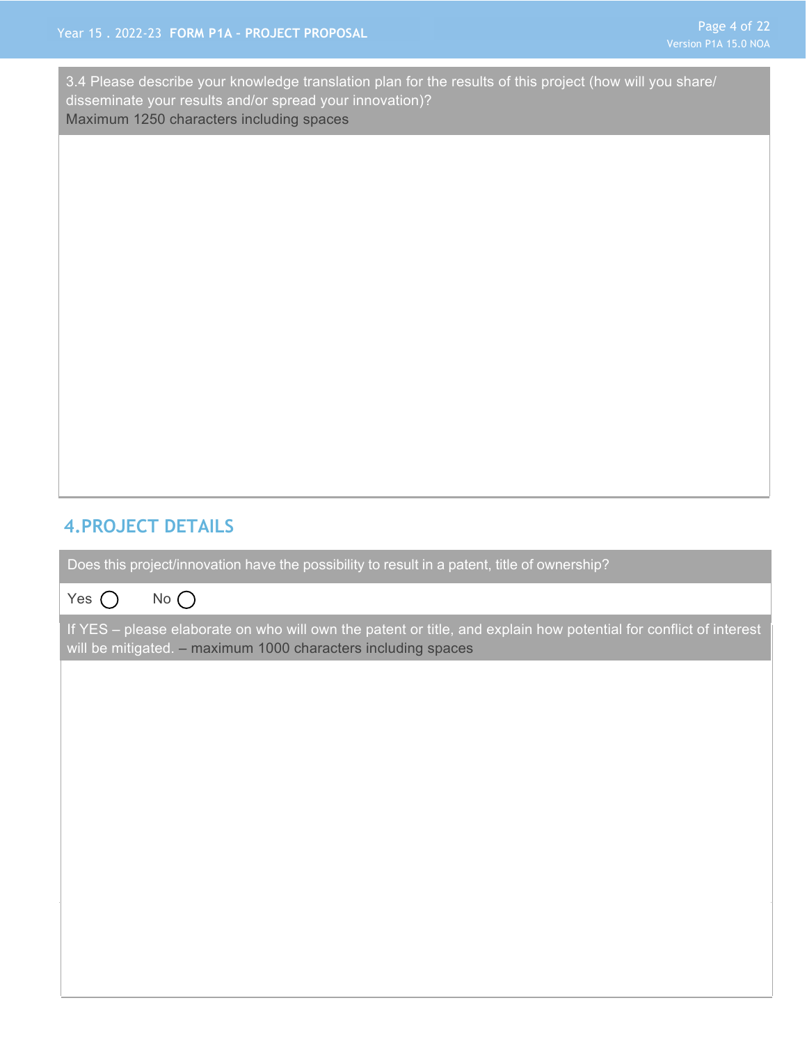3.4 Please describe your knowledge translation plan for the results of this project (how will you share/ disseminate your results and/or spread your innovation)?
Maximum 1250 characters including spaces

## 4. PROJECT DETAILS

Does this project/innovation have the possibility to result in a patent, title of ownership?

Yes ◯ No ◯

If YES – please elaborate on who will own the patent or title, and explain how potential for conflict of interest will be mitigated. – maximum 1000 characters including spaces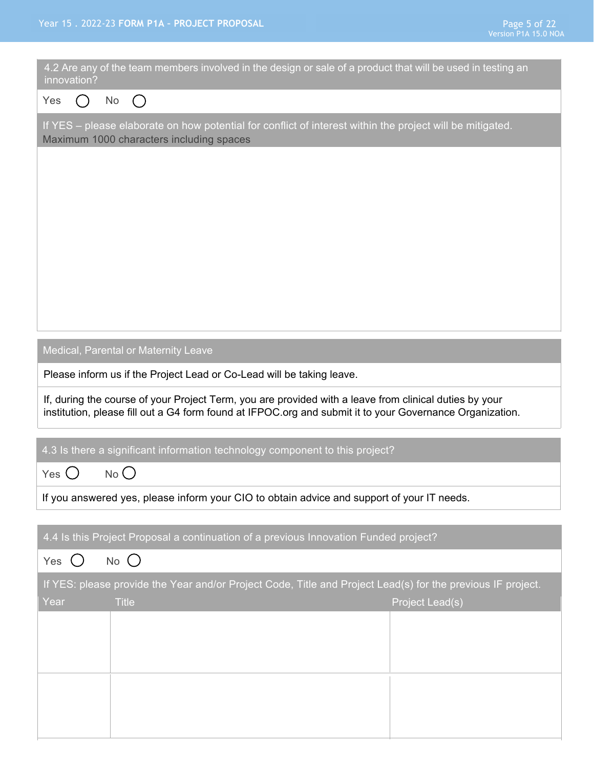4.2 Are any of the team members involved in the design or sale of a product that will be used in testing an innovation?

Yes ◯ No ◯

If YES – please elaborate on how potential for conflict of interest within the project will be mitigated. Maximum 1000 characters including spaces

Medical, Parental or Maternity Leave

Please inform us if the Project Lead or Co-Lead will be taking leave.

If, during the course of your Project Term, you are provided with a leave from clinical duties by your institution, please fill out a G4 form found at IFPOC.org and submit it to your Governance Organization.

4.3 Is there a significant information technology component to this project?

Yes ◯ No ◯

If you answered yes, please inform your CIO to obtain advice and support of your IT needs.

4.4 Is this Project Proposal a continuation of a previous Innovation Funded project?

Yes ◯ No ◯

If YES: please provide the Year and/or Project Code, Title and Project Lead(s) for the previous IF project.

| Year | Title | Project Lead(s) |
| --- | --- | --- |
| | | |
| | | |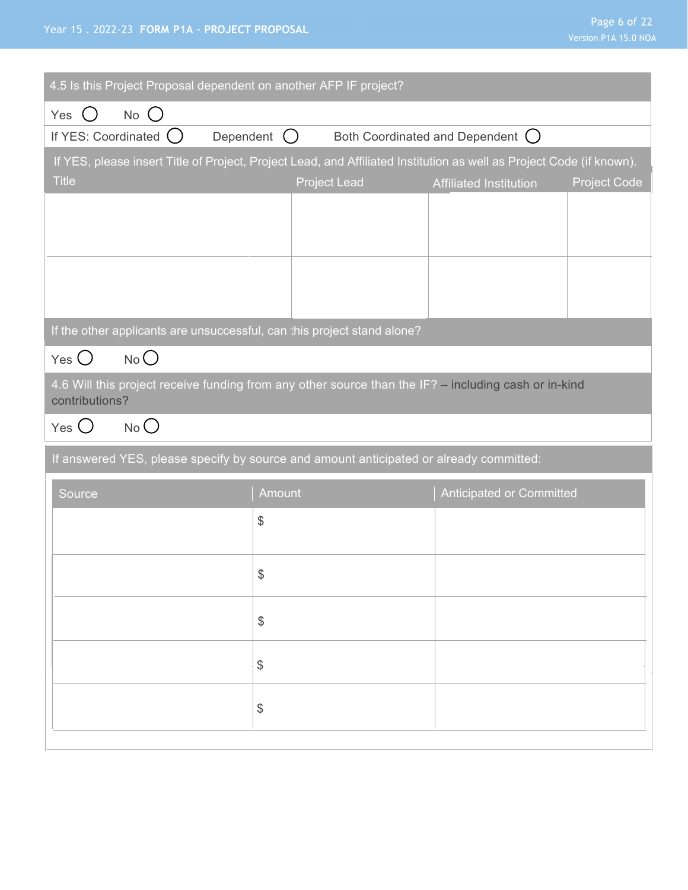4.5 Is this Project Proposal dependent on another AFP IF project?

Yes ◯ No ◯

If YES: Coordinated ◯ Dependent ◯ Both Coordinated and Dependent ◯

If YES, please insert Title of Project, Project Lead, and Affiliated Institution as well as Project Code (if known).

| Title | Project Lead | Affiliated Institution | Project Code |
| --- | --- | --- | --- |
| | | | |
| | | | |

If the other applicants are unsuccessful, can this project stand alone?

Yes ◯ No ◯

4.6 Will this project receive funding from any other source than the IF? – including cash or in-kind contributions?

Yes ◯ No ◯

If answered YES, please specify by source and amount anticipated or already committed:

| Source | Amount | Anticipated or Committed |
| --- | --- | --- |
| | $ | |
| | $ | |
| | $ | |
| | $ | |
| | $ | |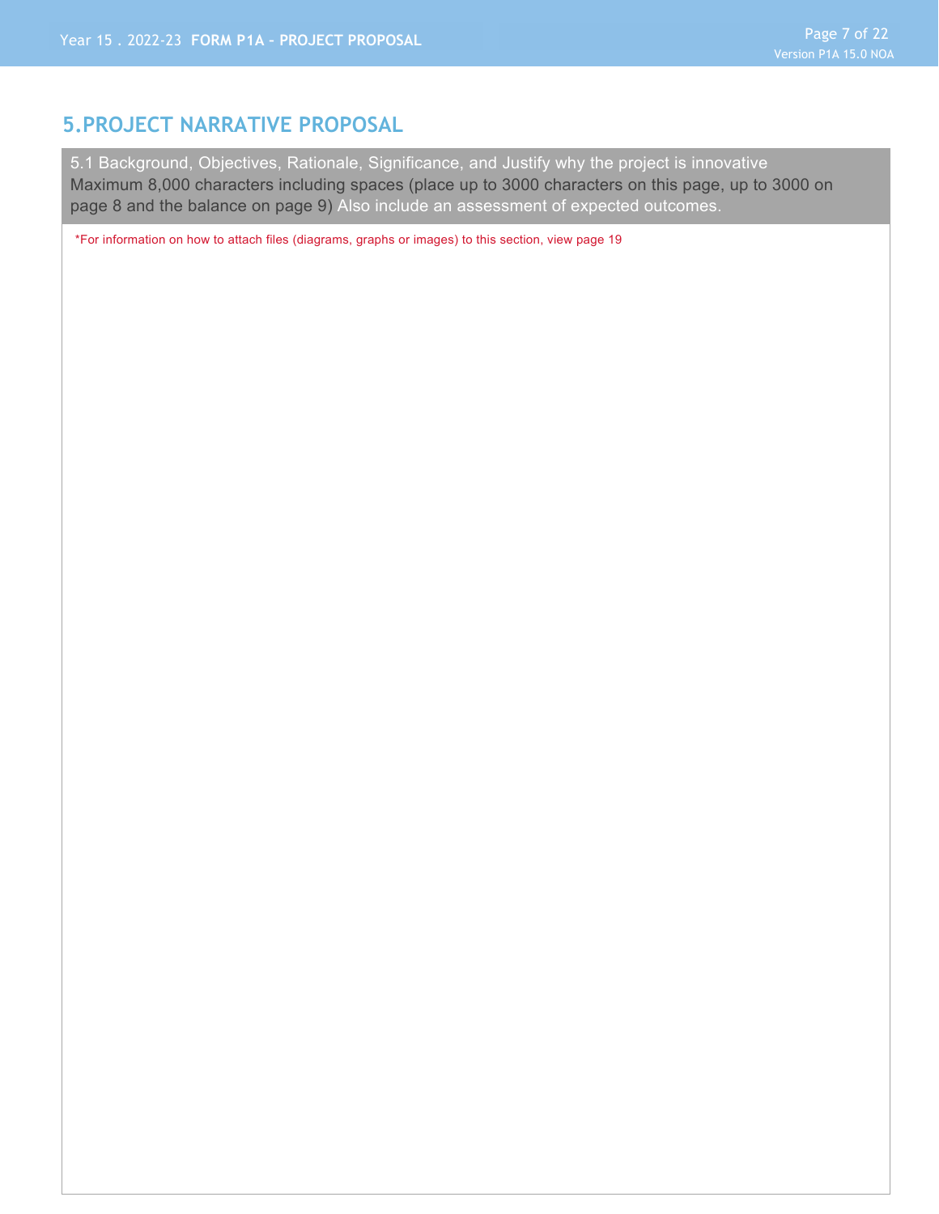## 5. PROJECT NARRATIVE PROPOSAL

**5.1 Background, Objectives, Rationale, Significance, and Justify why the project is innovative**
Maximum 8,000 characters including spaces (place up to 3000 characters on this page, up to 3000 on page 8 and the balance on page 9) Also include an assessment of expected outcomes.

*For information on how to attach files (diagrams, graphs or images) to this section, view page 19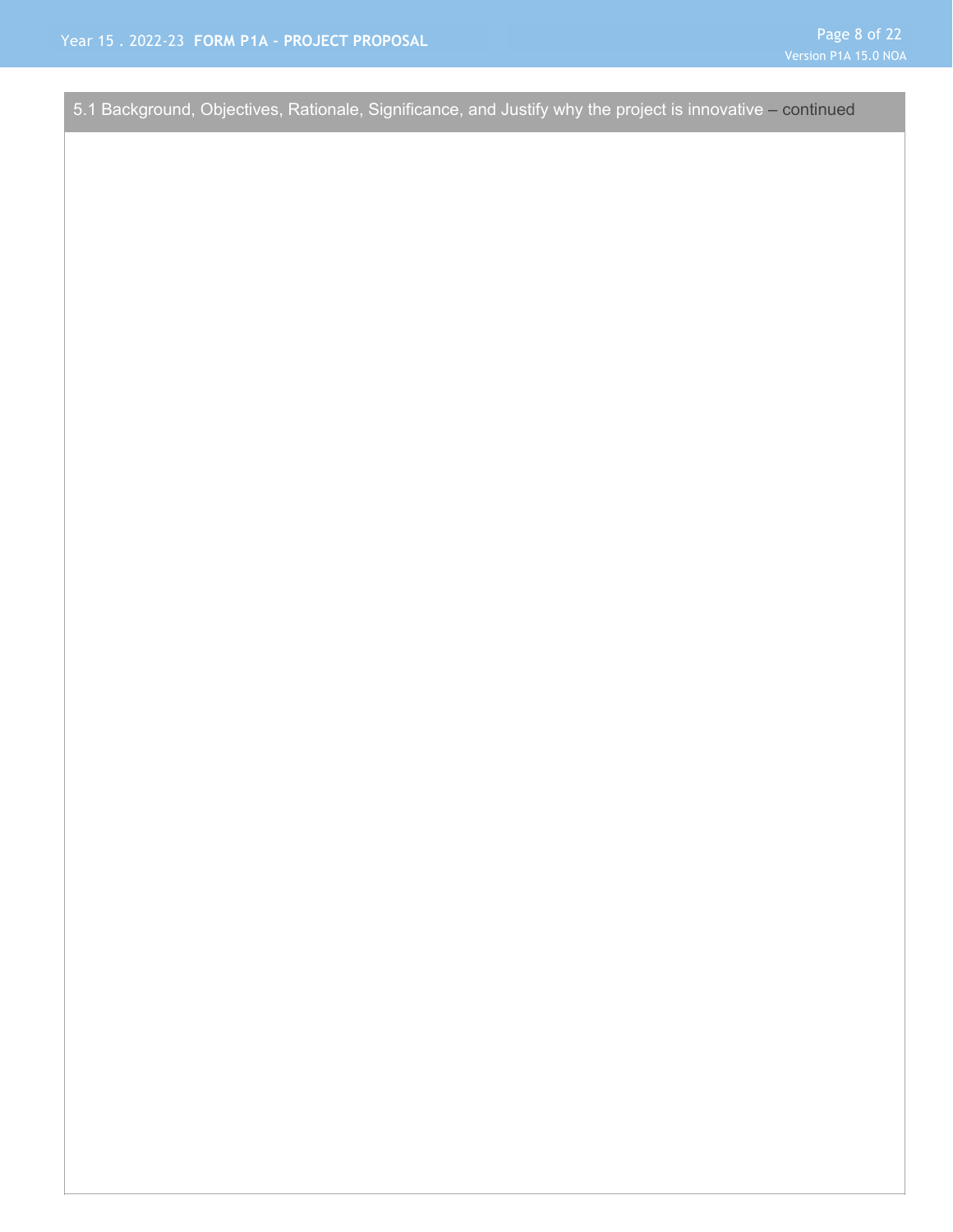## 5.1 Background, Objectives, Rationale, Significance, and Justify why the project is innovative – continued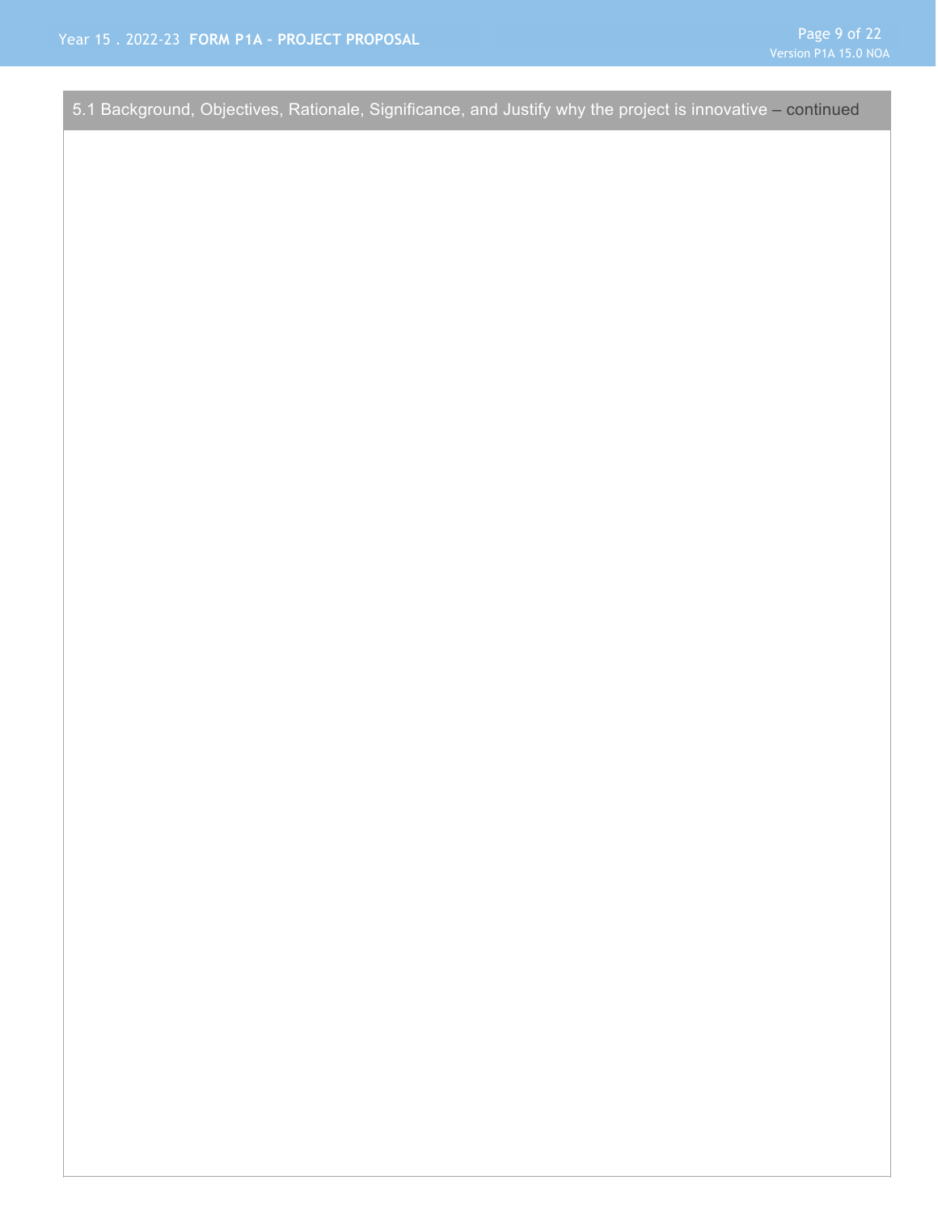## 5.1 Background, Objectives, Rationale, Significance, and Justify why the project is innovative – continued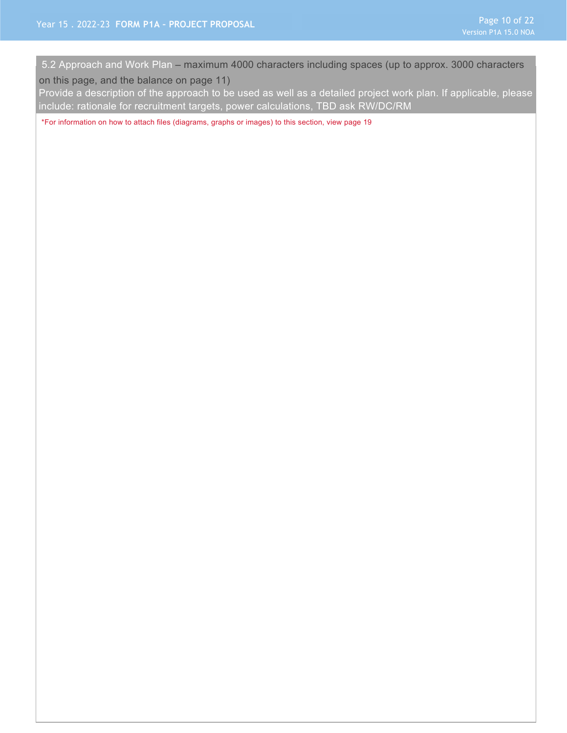### 5.2 Approach and Work Plan – maximum 4000 characters including spaces (up to approx. 3000 characters on this page, and the balance on page 11)

Provide a description of the approach to be used as well as a detailed project work plan. If applicable, please include: rationale for recruitment targets, power calculations, TBD ask RW/DC/RM

*For information on how to attach files (diagrams, graphs or images) to this section, view page 19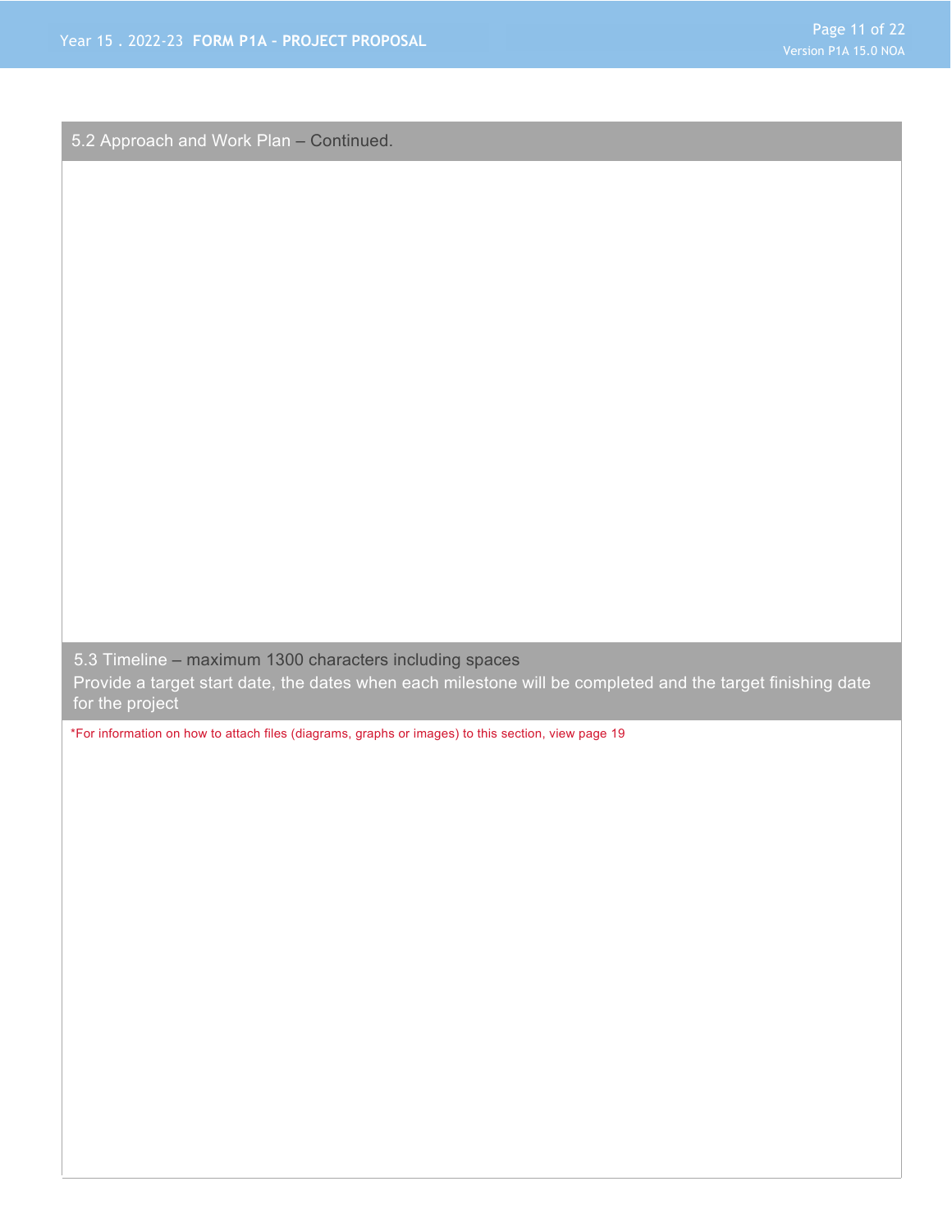## 5.2 Approach and Work Plan – Continued.

## 5.3 Timeline – maximum 1300 characters including spaces

Provide a target start date, the dates when each milestone will be completed and the target finishing date for the project

*For information on how to attach files (diagrams, graphs or images) to this section, view page 19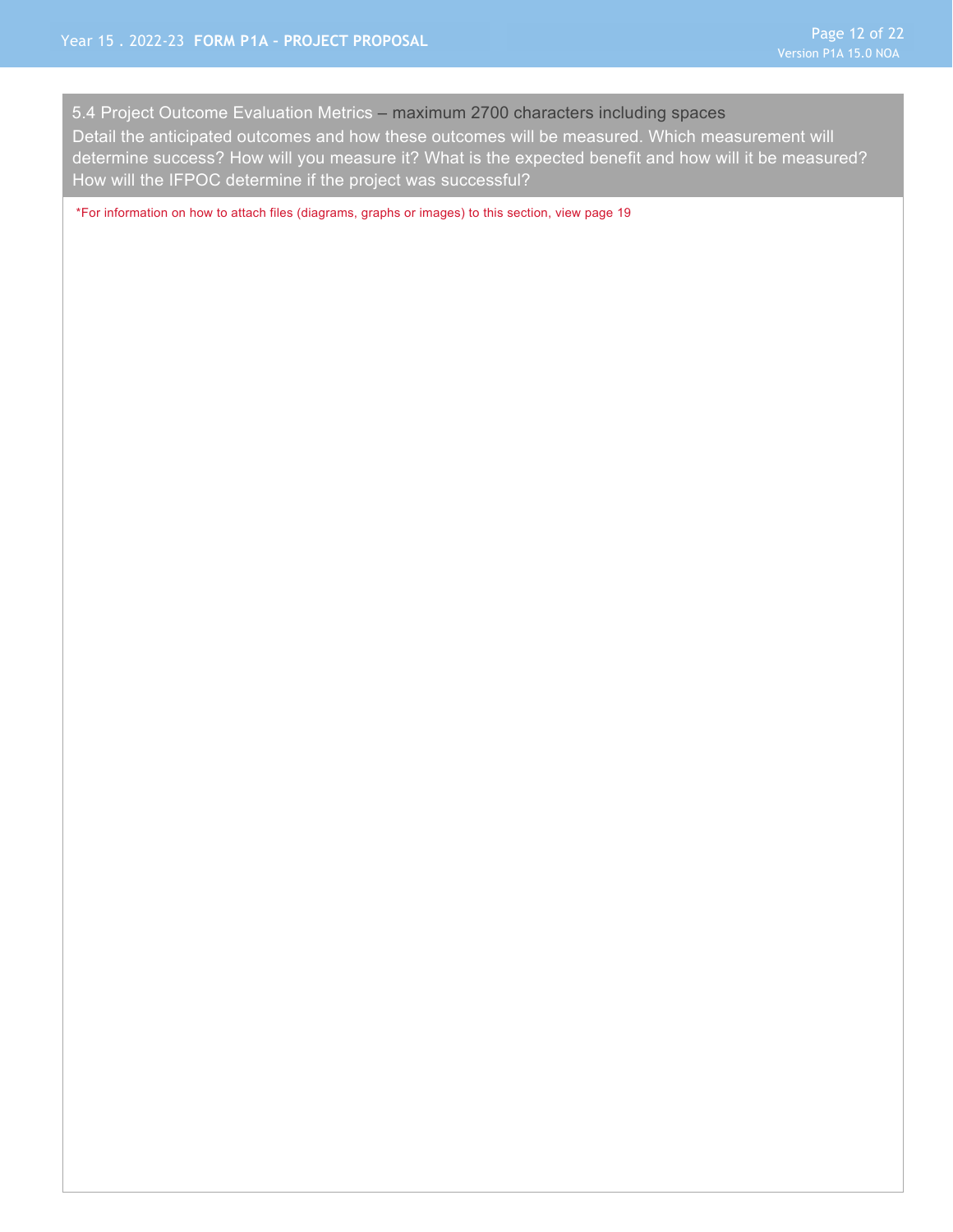## 5.4 Project Outcome Evaluation Metrics – maximum 2700 characters including spaces

Detail the anticipated outcomes and how these outcomes will be measured. Which measurement will determine success? How will you measure it? What is the expected benefit and how will it be measured? How will the IFPOC determine if the project was successful?

*For information on how to attach files (diagrams, graphs or images) to this section, view page 19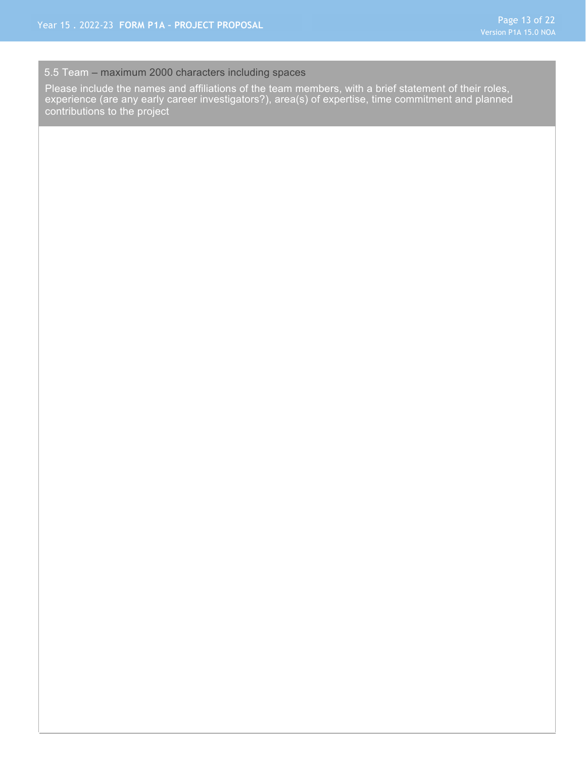### 5.5 Team – maximum 2000 characters including spaces

Please include the names and affiliations of the team members, with a brief statement of their roles, experience (are any early career investigators?), area(s) of expertise, time commitment and planned contributions to the project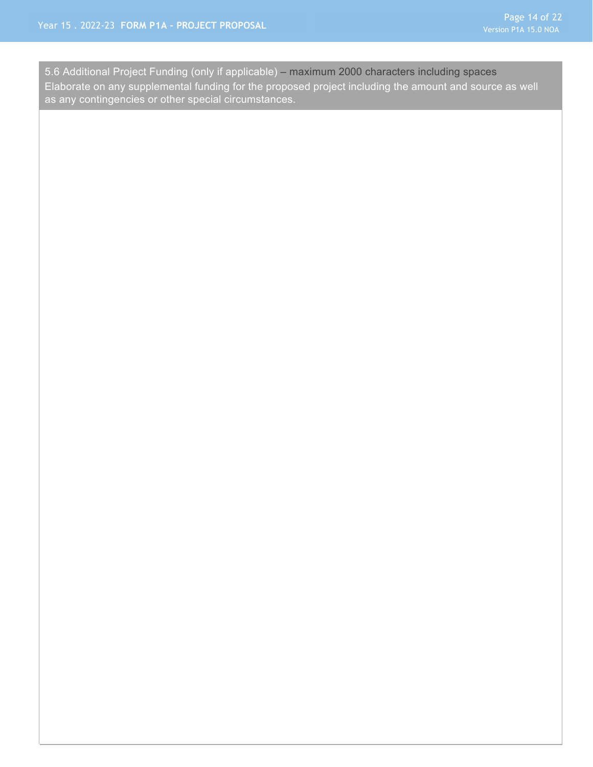### 5.6 Additional Project Funding (only if applicable) – maximum 2000 characters including spaces

Elaborate on any supplemental funding for the proposed project including the amount and source as well as any contingencies or other special circumstances.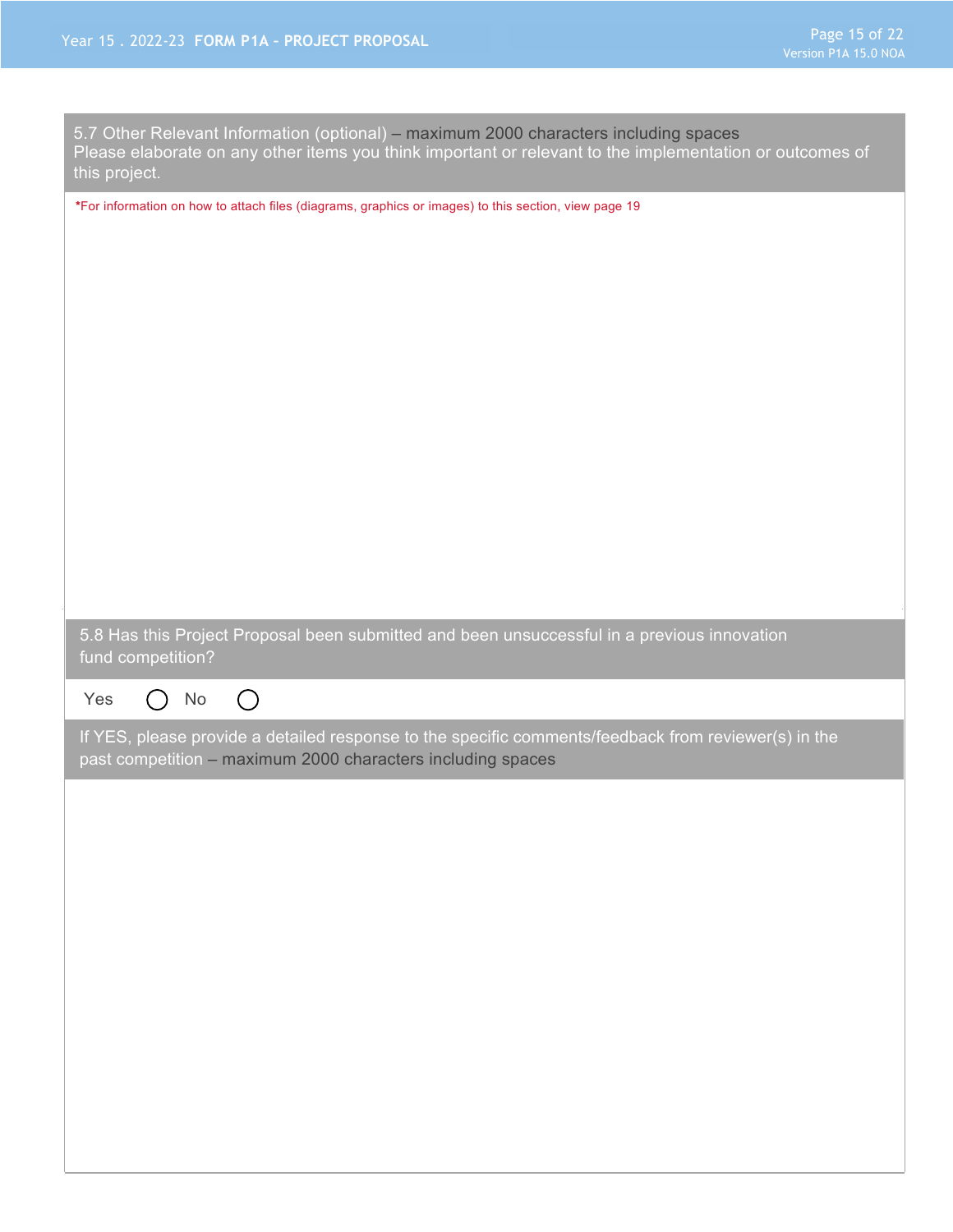### 5.7 Other Relevant Information (optional) – maximum 2000 characters including spaces

Please elaborate on any other items you think important or relevant to the implementation or outcomes of this project.

*For information on how to attach files (diagrams, graphics or images) to this section, view page 19

### 5.8 Has this Project Proposal been submitted and been unsuccessful in a previous innovation fund competition?

Yes ◯ No ◯

If YES, please provide a detailed response to the specific comments/feedback from reviewer(s) in the past competition – maximum 2000 characters including spaces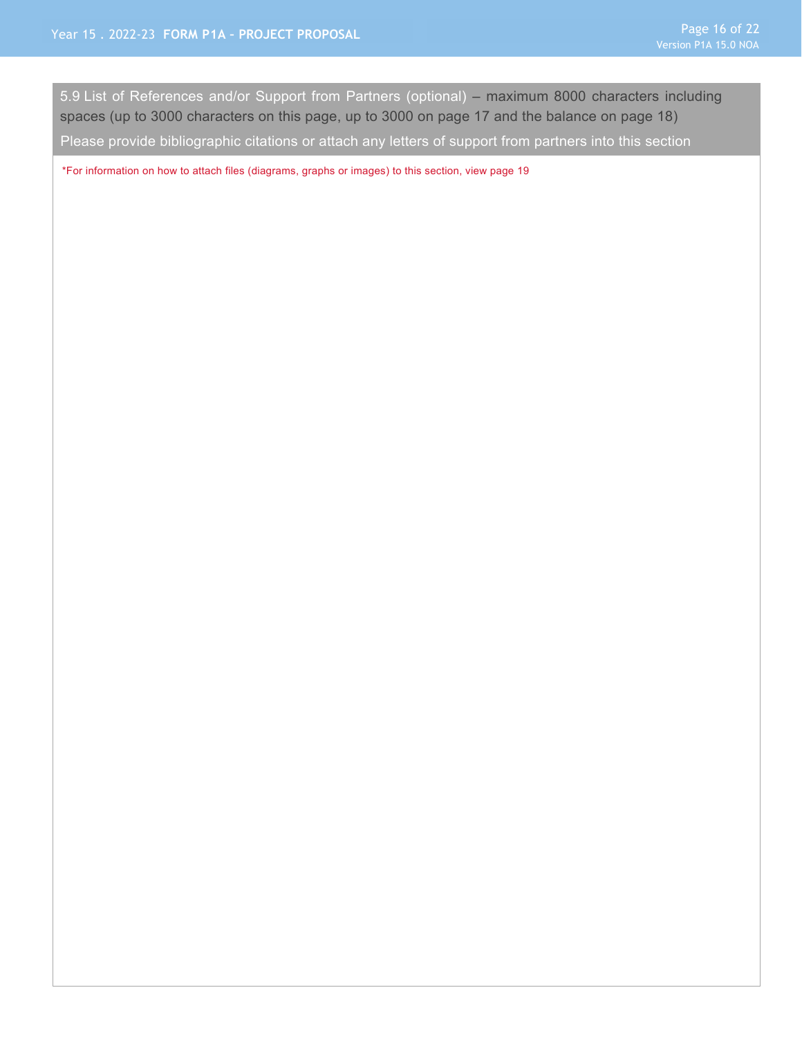## 5.9 List of References and/or Support from Partners (optional) – maximum 8000 characters including spaces (up to 3000 characters on this page, up to 3000 on page 17 and the balance on page 18)

Please provide bibliographic citations or attach any letters of support from partners into this section

*For information on how to attach files (diagrams, graphs or images) to this section, view page 19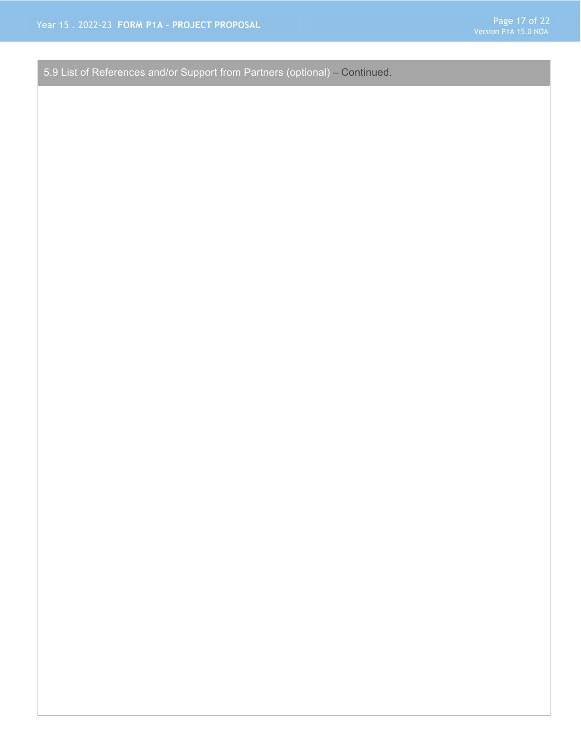### 5.9 List of References and/or Support from Partners (optional) – Continued.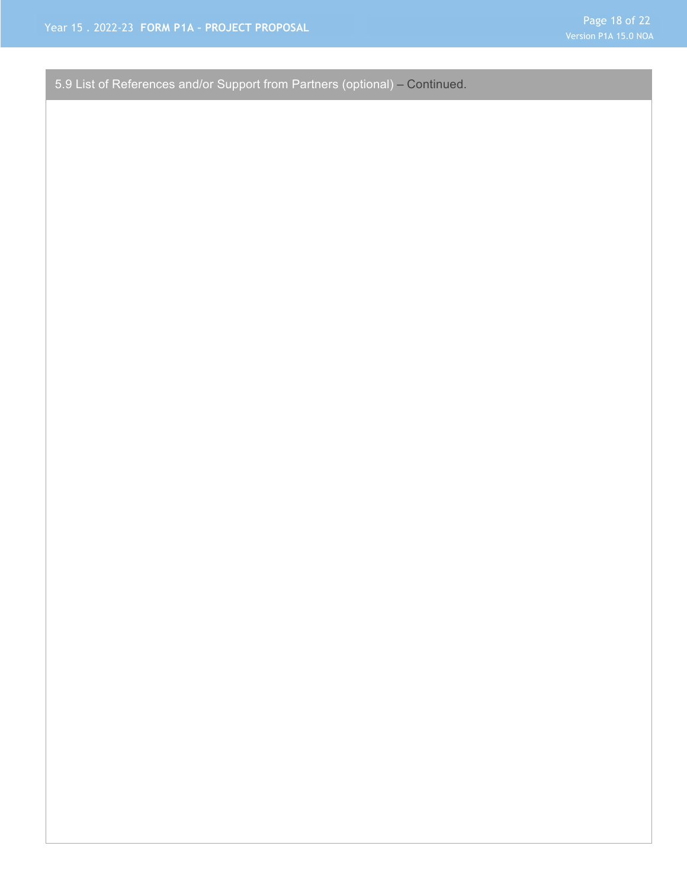## 5.9 List of References and/or Support from Partners (optional) – Continued.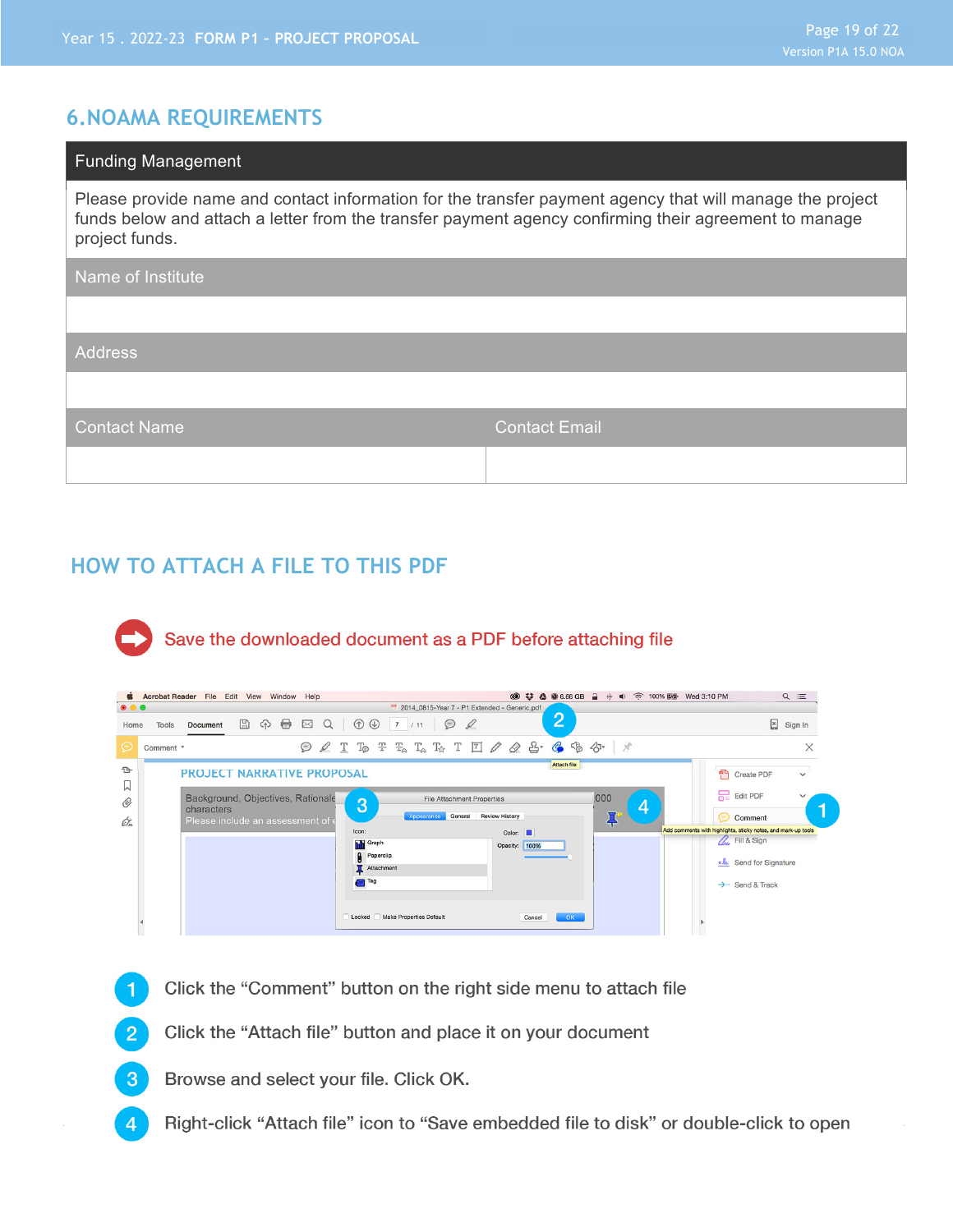## 6. NOAMA REQUIREMENTS

| Funding Management | |
|---|---|
| Please provide name and contact information for the transfer payment agency that will manage the project funds below and attach a letter from the transfer payment agency confirming their agreement to manage project funds. | |
| Name of Institute | |
| | |
| Address | |
| | |
| Contact Name | Contact Email |
| | |

## HOW TO ATTACH A FILE TO THIS PDF

Save the downloaded document as a PDF before attaching file

1. Click the “Comment” button on the right side menu to attach file
2. Click the “Attach file” button and place it on your document
3. Browse and select your file. Click OK.
4. Right-click “Attach file” icon to “Save embedded file to disk” or double-click to open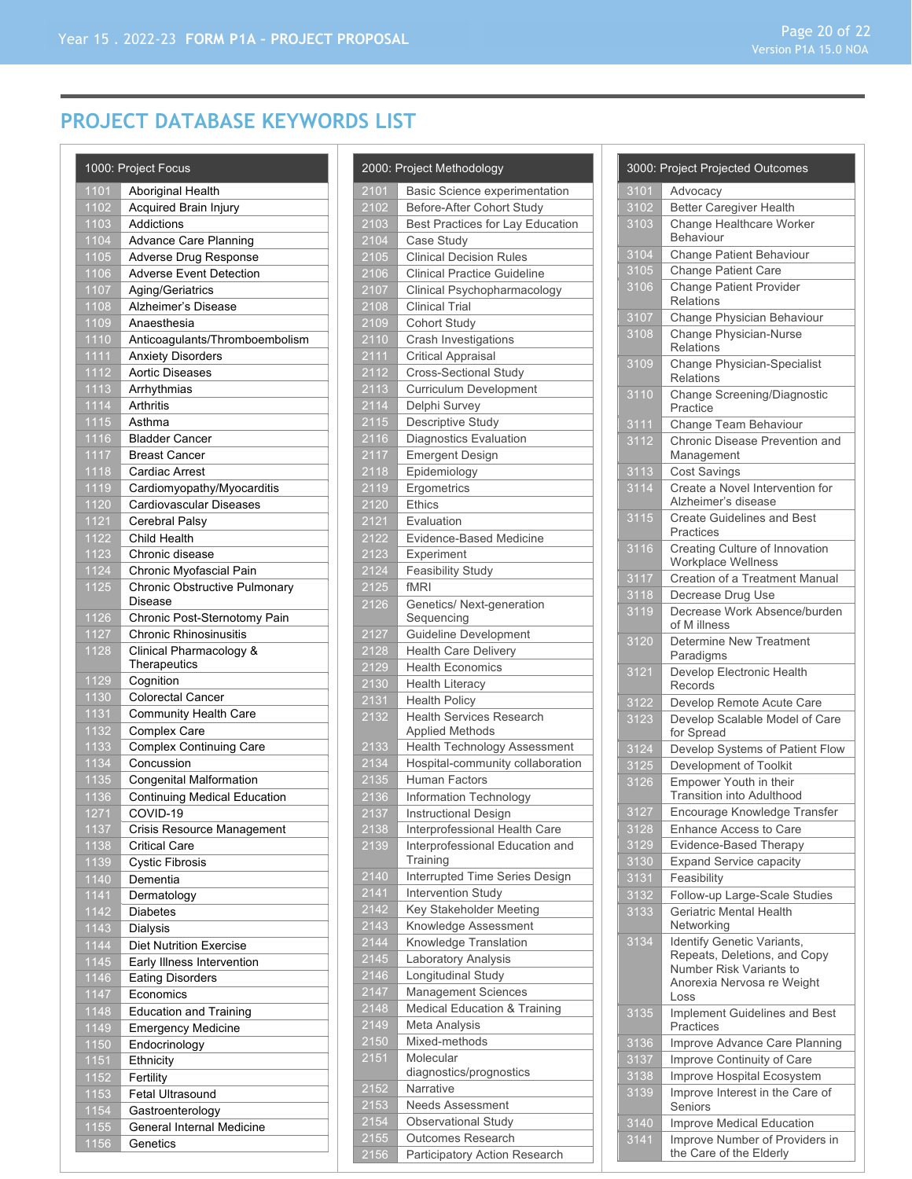## PROJECT DATABASE KEYWORDS LIST

| 1000: Project Focus | |
|---|---|
| 1101 | Aboriginal Health |
| 1102 | Acquired Brain Injury |
| 1103 | Addictions |
| 1104 | Advance Care Planning |
| 1105 | Adverse Drug Response |
| 1106 | Adverse Event Detection |
| 1107 | Aging/Geriatrics |
| 1108 | Alzheimer's Disease |
| 1109 | Anaesthesia |
| 1110 | Anticoagulants/Thromboembolism |
| 1111 | Anxiety Disorders |
| 1112 | Aortic Diseases |
| 1113 | Arrhythmias |
| 1114 | Arthritis |
| 1115 | Asthma |
| 1116 | Bladder Cancer |
| 1117 | Breast Cancer |
| 1118 | Cardiac Arrest |
| 1119 | Cardiomyopathy/Myocarditis |
| 1120 | Cardiovascular Diseases |
| 1121 | Cerebral Palsy |
| 1122 | Child Health |
| 1123 | Chronic disease |
| 1124 | Chronic Myofascial Pain |
| 1125 | Chronic Obstructive Pulmonary Disease |
| 1126 | Chronic Post-Sternotomy Pain |
| 1127 | Chronic Rhinosinusitis |
| 1128 | Clinical Pharmacology & Therapeutics |
| 1129 | Cognition |
| 1130 | Colorectal Cancer |
| 1131 | Community Health Care |
| 1132 | Complex Care |
| 1133 | Complex Continuing Care |
| 1134 | Concussion |
| 1135 | Congenital Malformation |
| 1136 | Continuing Medical Education |
| 1271 | COVID-19 |
| 1137 | Crisis Resource Management |
| 1138 | Critical Care |
| 1139 | Cystic Fibrosis |
| 1140 | Dementia |
| 1141 | Dermatology |
| 1142 | Diabetes |
| 1143 | Dialysis |
| 1144 | Diet Nutrition Exercise |
| 1145 | Early Illness Intervention |
| 1146 | Eating Disorders |
| 1147 | Economics |
| 1148 | Education and Training |
| 1149 | Emergency Medicine |
| 1150 | Endocrinology |
| 1151 | Ethnicity |
| 1152 | Fertility |
| 1153 | Fetal Ultrasound |
| 1154 | Gastroenterology |
| 1155 | General Internal Medicine |
| 1156 | Genetics |

| 2000: Project Methodology | |
|---|---|
| 2101 | Basic Science experimentation |
| 2102 | Before-After Cohort Study |
| 2103 | Best Practices for Lay Education |
| 2104 | Case Study |
| 2105 | Clinical Decision Rules |
| 2106 | Clinical Practice Guideline |
| 2107 | Clinical Psychopharmacology |
| 2108 | Clinical Trial |
| 2109 | Cohort Study |
| 2110 | Crash Investigations |
| 2111 | Critical Appraisal |
| 2112 | Cross-Sectional Study |
| 2113 | Curriculum Development |
| 2114 | Delphi Survey |
| 2115 | Descriptive Study |
| 2116 | Diagnostics Evaluation |
| 2117 | Emergent Design |
| 2118 | Epidemiology |
| 2119 | Ergometrics |
| 2120 | Ethics |
| 2121 | Evaluation |
| 2122 | Evidence-Based Medicine |
| 2123 | Experiment |
| 2124 | Feasibility Study |
| 2125 | fMRI |
| 2126 | Genetics/ Next-generation Sequencing |
| 2127 | Guideline Development |
| 2128 | Health Care Delivery |
| 2129 | Health Economics |
| 2130 | Health Literacy |
| 2131 | Health Policy |
| 2132 | Health Services Research Applied Methods |
| 2133 | Health Technology Assessment |
| 2134 | Hospital-community collaboration |
| 2135 | Human Factors |
| 2136 | Information Technology |
| 2137 | Instructional Design |
| 2138 | Interprofessional Health Care |
| 2139 | Interprofessional Education and Training |
| 2140 | Interrupted Time Series Design |
| 2141 | Intervention Study |
| 2142 | Key Stakeholder Meeting |
| 2143 | Knowledge Assessment |
| 2144 | Knowledge Translation |
| 2145 | Laboratory Analysis |
| 2146 | Longitudinal Study |
| 2147 | Management Sciences |
| 2148 | Medical Education & Training |
| 2149 | Meta Analysis |
| 2150 | Mixed-methods |
| 2151 | Molecular diagnostics/prognostics |
| 2152 | Narrative |
| 2153 | Needs Assessment |
| 2154 | Observational Study |
| 2155 | Outcomes Research |
| 2156 | Participatory Action Research |

| 3000: Project Projected Outcomes | |
|---|---|
| 3101 | Advocacy |
| 3102 | Better Caregiver Health |
| 3103 | Change Healthcare Worker Behaviour |
| 3104 | Change Patient Behaviour |
| 3105 | Change Patient Care |
| 3106 | Change Patient Provider Relations |
| 3107 | Change Physician Behaviour |
| 3108 | Change Physician-Nurse Relations |
| 3109 | Change Physician-Specialist Relations |
| 3110 | Change Screening/Diagnostic Practice |
| 3111 | Change Team Behaviour |
| 3112 | Chronic Disease Prevention and Management |
| 3113 | Cost Savings |
| 3114 | Create a Novel Intervention for Alzheimer's disease |
| 3115 | Create Guidelines and Best Practices |
| 3116 | Creating Culture of Innovation Workplace Wellness |
| 3117 | Creation of a Treatment Manual |
| 3118 | Decrease Drug Use |
| 3119 | Decrease Work Absence/burden of M illness |
| 3120 | Determine New Treatment Paradigms |
| 3121 | Develop Electronic Health Records |
| 3122 | Develop Remote Acute Care |
| 3123 | Develop Scalable Model of Care for Spread |
| 3124 | Develop Systems of Patient Flow |
| 3125 | Development of Toolkit |
| 3126 | Empower Youth in their Transition into Adulthood |
| 3127 | Encourage Knowledge Transfer |
| 3128 | Enhance Access to Care |
| 3129 | Evidence-Based Therapy |
| 3130 | Expand Service capacity |
| 3131 | Feasibility |
| 3132 | Follow-up Large-Scale Studies |
| 3133 | Geriatric Mental Health Networking |
| 3134 | Identify Genetic Variants, Repeats, Deletions, and Copy Number Risk Variants to Anorexia Nervosa re Weight Loss |
| 3135 | Implement Guidelines and Best Practices |
| 3136 | Improve Advance Care Planning |
| 3137 | Improve Continuity of Care |
| 3138 | Improve Hospital Ecosystem |
| 3139 | Improve Interest in the Care of Seniors |
| 3140 | Improve Medical Education |
| 3141 | Improve Number of Providers in the Care of the Elderly |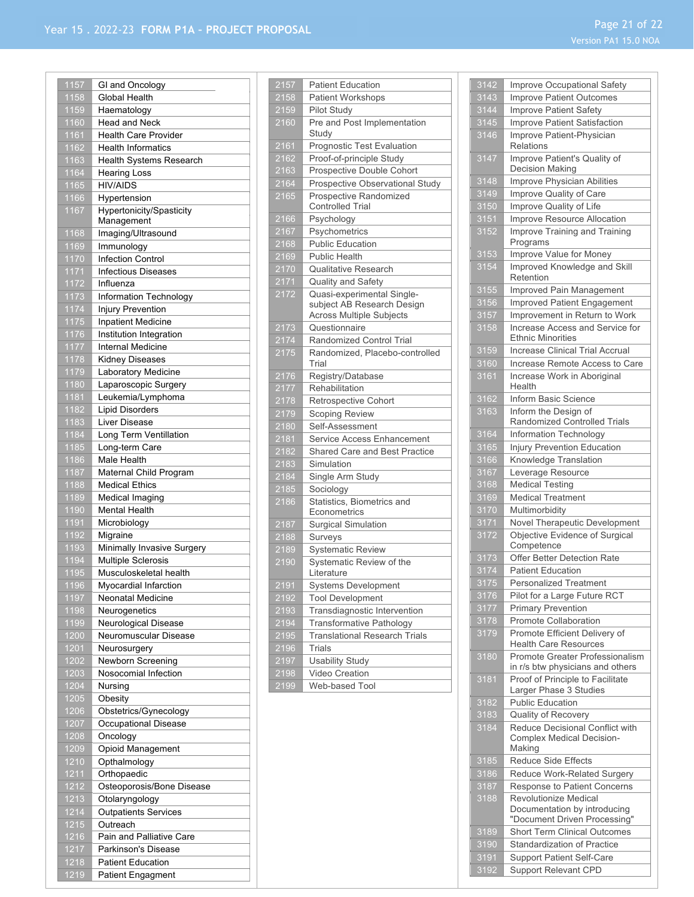| Code | Description |
|---|---|
| 1157 | GI and Oncology |
| 1158 | Global Health |
| 1159 | Haematology |
| 1160 | Head and Neck |
| 1161 | Health Care Provider |
| 1162 | Health Informatics |
| 1163 | Health Systems Research |
| 1164 | Hearing Loss |
| 1165 | HIV/AIDS |
| 1166 | Hypertension |
| 1167 | Hypertonicity/Spasticity Management |
| 1168 | Imaging/Ultrasound |
| 1169 | Immunology |
| 1170 | Infection Control |
| 1171 | Infectious Diseases |
| 1172 | Influenza |
| 1173 | Information Technology |
| 1174 | Injury Prevention |
| 1175 | Inpatient Medicine |
| 1176 | Institution Integration |
| 1177 | Internal Medicine |
| 1178 | Kidney Diseases |
| 1179 | Laboratory Medicine |
| 1180 | Laparoscopic Surgery |
| 1181 | Leukemia/Lymphoma |
| 1182 | Lipid Disorders |
| 1183 | Liver Disease |
| 1184 | Long Term Ventillation |
| 1185 | Long-term Care |
| 1186 | Male Health |
| 1187 | Maternal Child Program |
| 1188 | Medical Ethics |
| 1189 | Medical Imaging |
| 1190 | Mental Health |
| 1191 | Microbiology |
| 1192 | Migraine |
| 1193 | Minimally Invasive Surgery |
| 1194 | Multiple Sclerosis |
| 1195 | Musculoskeletal health |
| 1196 | Myocardial Infarction |
| 1197 | Neonatal Medicine |
| 1198 | Neurogenetics |
| 1199 | Neurological Disease |
| 1200 | Neuromuscular Disease |
| 1201 | Neurosurgery |
| 1202 | Newborn Screening |
| 1203 | Nosocomial Infection |
| 1204 | Nursing |
| 1205 | Obesity |
| 1206 | Obstetrics/Gynecology |
| 1207 | Occupational Disease |
| 1208 | Oncology |
| 1209 | Opioid Management |
| 1210 | Opthalmology |
| 1211 | Orthopaedic |
| 1212 | Osteoporosis/Bone Disease |
| 1213 | Otolaryngology |
| 1214 | Outpatients Services |
| 1215 | Outreach |
| 1216 | Pain and Palliative Care |
| 1217 | Parkinson's Disease |
| 1218 | Patient Education |
| 1219 | Patient Engagment |

| Code | Description |
|---|---|
| 2157 | Patient Education |
| 2158 | Patient Workshops |
| 2159 | Pilot Study |
| 2160 | Pre and Post Implementation Study |
| 2161 | Prognostic Test Evaluation |
| 2162 | Proof-of-principle Study |
| 2163 | Prospective Double Cohort |
| 2164 | Prospective Observational Study |
| 2165 | Prospective Randomized Controlled Trial |
| 2166 | Psychology |
| 2167 | Psychometrics |
| 2168 | Public Education |
| 2169 | Public Health |
| 2170 | Qualitative Research |
| 2171 | Quality and Safety |
| 2172 | Quasi-experimental Single-subject AB Research Design Across Multiple Subjects |
| 2173 | Questionnaire |
| 2174 | Randomized Control Trial |
| 2175 | Randomized, Placebo-controlled Trial |
| 2176 | Registry/Database |
| 2177 | Rehabilitation |
| 2178 | Retrospective Cohort |
| 2179 | Scoping Review |
| 2180 | Self-Assessment |
| 2181 | Service Access Enhancement |
| 2182 | Shared Care and Best Practice |
| 2183 | Simulation |
| 2184 | Single Arm Study |
| 2185 | Sociology |
| 2186 | Statistics, Biometrics and Econometrics |
| 2187 | Surgical Simulation |
| 2188 | Surveys |
| 2189 | Systematic Review |
| 2190 | Systematic Review of the Literature |
| 2191 | Systems Development |
| 2192 | Tool Development |
| 2193 | Transdiagnostic Intervention |
| 2194 | Transformative Pathology |
| 2195 | Translational Research Trials |
| 2196 | Trials |
| 2197 | Usability Study |
| 2198 | Video Creation |
| 2199 | Web-based Tool |

| Code | Description |
|---|---|
| 3142 | Improve Occupational Safety |
| 3143 | Improve Patient Outcomes |
| 3144 | Improve Patient Safety |
| 3145 | Improve Patient Satisfaction |
| 3146 | Improve Patient-Physician Relations |
| 3147 | Improve Patient's Quality of Decision Making |
| 3148 | Improve Physician Abilities |
| 3149 | Improve Quality of Care |
| 3150 | Improve Quality of Life |
| 3151 | Improve Resource Allocation |
| 3152 | Improve Training and Training Programs |
| 3153 | Improve Value for Money |
| 3154 | Improved Knowledge and Skill Retention |
| 3155 | Improved Pain Management |
| 3156 | Improved Patient Engagement |
| 3157 | Improvement in Return to Work |
| 3158 | Increase Access and Service for Ethnic Minorities |
| 3159 | Increase Clinical Trial Accrual |
| 3160 | Increase Remote Access to Care |
| 3161 | Increase Work in Aboriginal Health |
| 3162 | Inform Basic Science |
| 3163 | Inform the Design of Randomized Controlled Trials |
| 3164 | Information Technology |
| 3165 | Injury Prevention Education |
| 3166 | Knowledge Translation |
| 3167 | Leverage Resource |
| 3168 | Medical Testing |
| 3169 | Medical Treatment |
| 3170 | Multimorbidity |
| 3171 | Novel Therapeutic Development |
| 3172 | Objective Evidence of Surgical Competence |
| 3173 | Offer Better Detection Rate |
| 3174 | Patient Education |
| 3175 | Personalized Treatment |
| 3176 | Pilot for a Large Future RCT |
| 3177 | Primary Prevention |
| 3178 | Promote Collaboration |
| 3179 | Promote Efficient Delivery of Health Care Resources |
| 3180 | Promote Greater Professionalism in r/s btw physicians and others |
| 3181 | Proof of Principle to Facilitate Larger Phase 3 Studies |
| 3182 | Public Education |
| 3183 | Quality of Recovery |
| 3184 | Reduce Decisional Conflict with Complex Medical Decision-Making |
| 3185 | Reduce Side Effects |
| 3186 | Reduce Work-Related Surgery |
| 3187 | Response to Patient Concerns |
| 3188 | Revolutionize Medical Documentation by introducing "Document Driven Processing" |
| 3189 | Short Term Clinical Outcomes |
| 3190 | Standardization of Practice |
| 3191 | Support Patient Self-Care |
| 3192 | Support Relevant CPD |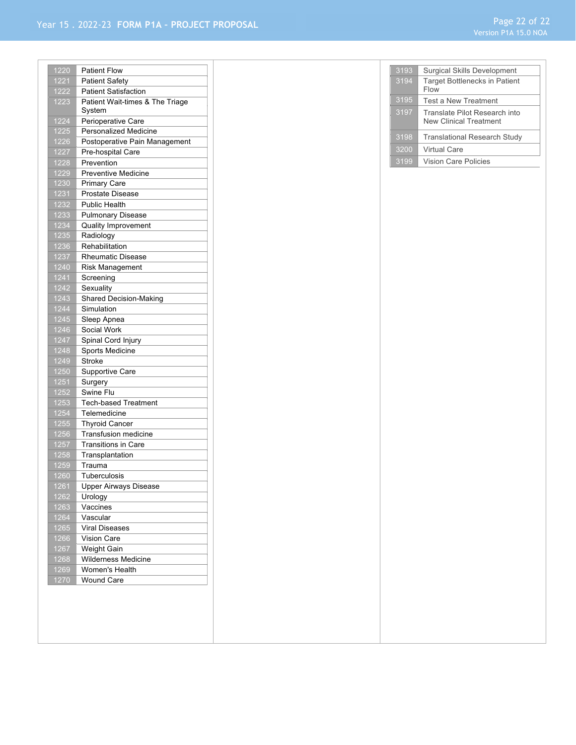| | |
|---|---|
| 1220 | Patient Flow |
| 1221 | Patient Safety |
| 1222 | Patient Satisfaction |
| 1223 | Patient Wait-times & The Triage System |
| 1224 | Perioperative Care |
| 1225 | Personalized Medicine |
| 1226 | Postoperative Pain Management |
| 1227 | Pre-hospital Care |
| 1228 | Prevention |
| 1229 | Preventive Medicine |
| 1230 | Primary Care |
| 1231 | Prostate Disease |
| 1232 | Public Health |
| 1233 | Pulmonary Disease |
| 1234 | Quality Improvement |
| 1235 | Radiology |
| 1236 | Rehabilitation |
| 1237 | Rheumatic Disease |
| 1240 | Risk Management |
| 1241 | Screening |
| 1242 | Sexuality |
| 1243 | Shared Decision-Making |
| 1244 | Simulation |
| 1245 | Sleep Apnea |
| 1246 | Social Work |
| 1247 | Spinal Cord Injury |
| 1248 | Sports Medicine |
| 1249 | Stroke |
| 1250 | Supportive Care |
| 1251 | Surgery |
| 1252 | Swine Flu |
| 1253 | Tech-based Treatment |
| 1254 | Telemedicine |
| 1255 | Thyroid Cancer |
| 1256 | Transfusion medicine |
| 1257 | Transitions in Care |
| 1258 | Transplantation |
| 1259 | Trauma |
| 1260 | Tuberculosis |
| 1261 | Upper Airways Disease |
| 1262 | Urology |
| 1263 | Vaccines |
| 1264 | Vascular |
| 1265 | Viral Diseases |
| 1266 | Vision Care |
| 1267 | Weight Gain |
| 1268 | Wilderness Medicine |
| 1269 | Women's Health |
| 1270 | Wound Care |

| | |
|---|---|
| 3193 | Surgical Skills Development |
| 3194 | Target Bottlenecks in Patient Flow |
| 3195 | Test a New Treatment |
| 3197 | Translate Pilot Research into New Clinical Treatment |
| 3198 | Translational Research Study |
| 3200 | Virtual Care |
| 3199 | Vision Care Policies |